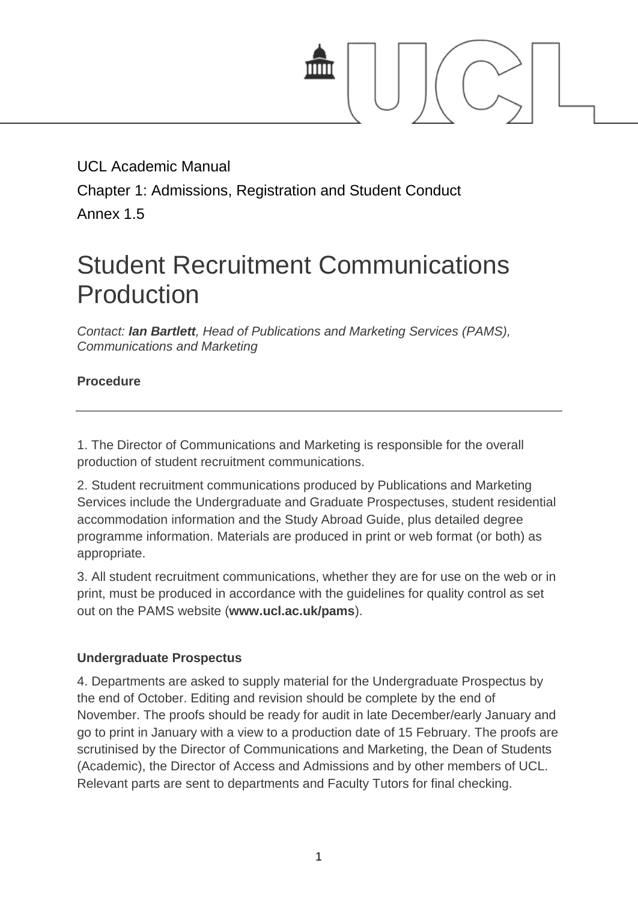UCL Academic Manual

Chapter 1: Admissions, Registration and Student Conduct

Annex 1.5

# Student Recruitment Communications Production

*Contact: **Ian Bartlett**, Head of Publications and Marketing Services (PAMS), Communications and Marketing*

**Procedure**

---

1. The Director of Communications and Marketing is responsible for the overall production of student recruitment communications.

2. Student recruitment communications produced by Publications and Marketing Services include the Undergraduate and Graduate Prospectuses, student residential accommodation information and the Study Abroad Guide, plus detailed degree programme information. Materials are produced in print or web format (or both) as appropriate.

3. All student recruitment communications, whether they are for use on the web or in print, must be produced in accordance with the guidelines for quality control as set out on the PAMS website (**www.ucl.ac.uk/pams**).

**Undergraduate Prospectus**

4. Departments are asked to supply material for the Undergraduate Prospectus by the end of October. Editing and revision should be complete by the end of November. The proofs should be ready for audit in late December/early January and go to print in January with a view to a production date of 15 February. The proofs are scrutinised by the Director of Communications and Marketing, the Dean of Students (Academic), the Director of Access and Admissions and by other members of UCL. Relevant parts are sent to departments and Faculty Tutors for final checking.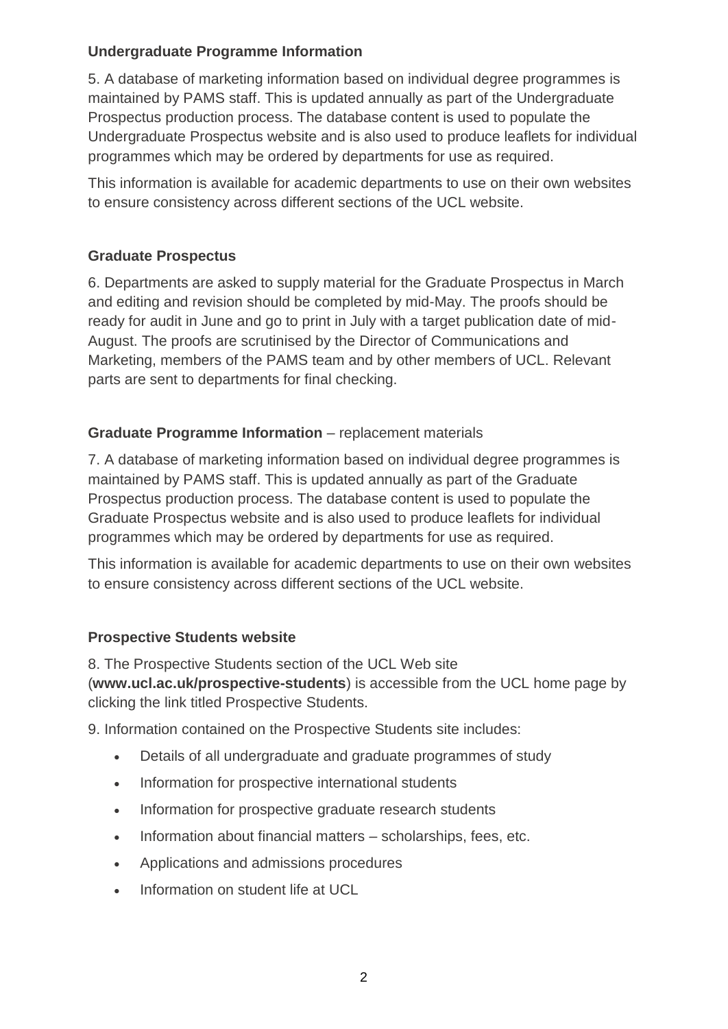**Undergraduate Programme Information**

5. A database of marketing information based on individual degree programmes is maintained by PAMS staff. This is updated annually as part of the Undergraduate Prospectus production process. The database content is used to populate the Undergraduate Prospectus website and is also used to produce leaflets for individual programmes which may be ordered by departments for use as required.

This information is available for academic departments to use on their own websites to ensure consistency across different sections of the UCL website.

**Graduate Prospectus**

6. Departments are asked to supply material for the Graduate Prospectus in March and editing and revision should be completed by mid-May. The proofs should be ready for audit in June and go to print in July with a target publication date of mid-August. The proofs are scrutinised by the Director of Communications and Marketing, members of the PAMS team and by other members of UCL. Relevant parts are sent to departments for final checking.

**Graduate Programme Information** – replacement materials

7. A database of marketing information based on individual degree programmes is maintained by PAMS staff. This is updated annually as part of the Graduate Prospectus production process. The database content is used to populate the Graduate Prospectus website and is also used to produce leaflets for individual programmes which may be ordered by departments for use as required.

This information is available for academic departments to use on their own websites to ensure consistency across different sections of the UCL website.

**Prospective Students website**

8. The Prospective Students section of the UCL Web site (**www.ucl.ac.uk/prospective-students**) is accessible from the UCL home page by clicking the link titled Prospective Students.

9. Information contained on the Prospective Students site includes:

- Details of all undergraduate and graduate programmes of study
- Information for prospective international students
- Information for prospective graduate research students
- Information about financial matters – scholarships, fees, etc.
- Applications and admissions procedures
- Information on student life at UCL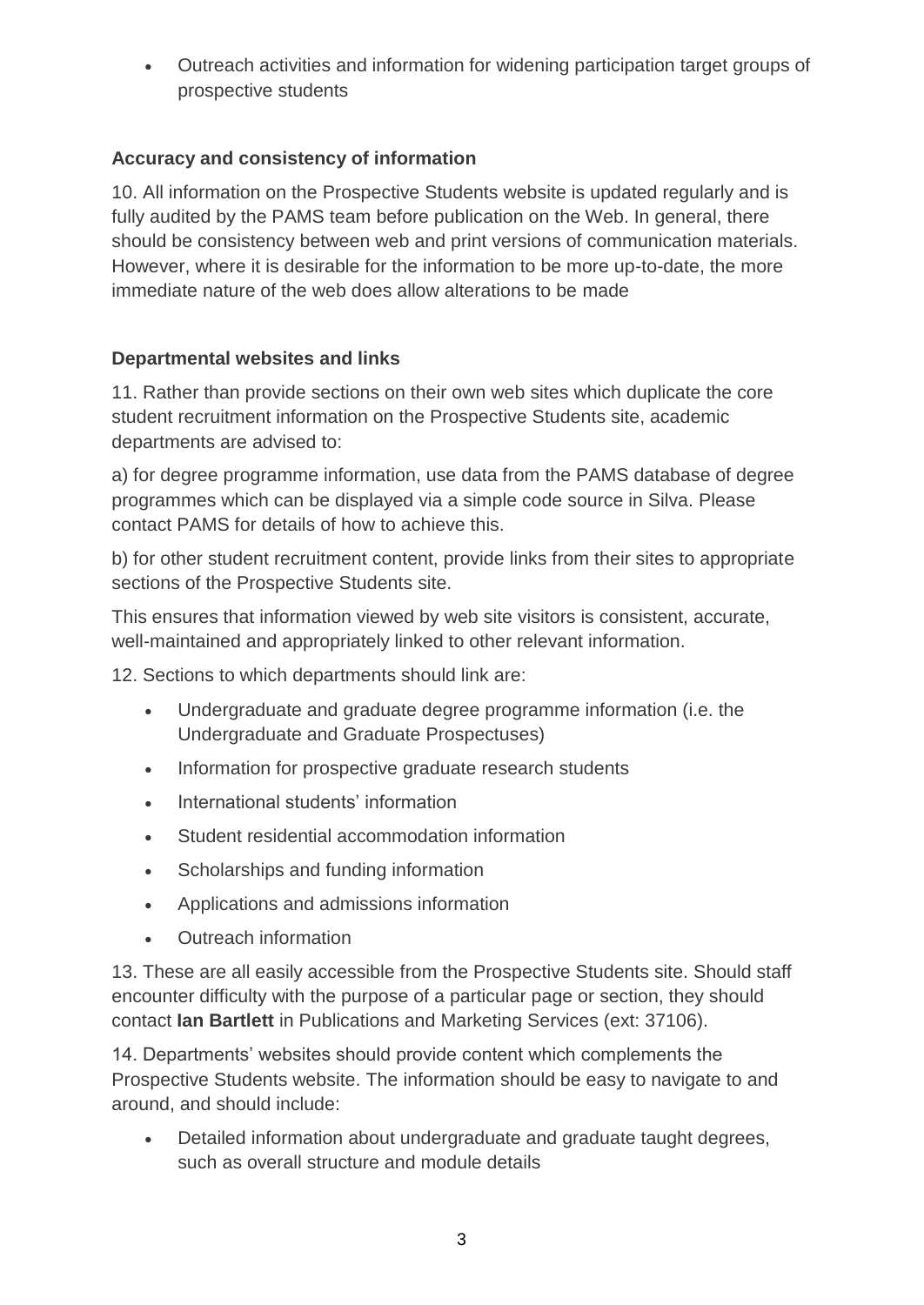- Outreach activities and information for widening participation target groups of prospective students

**Accuracy and consistency of information**

10. All information on the Prospective Students website is updated regularly and is fully audited by the PAMS team before publication on the Web. In general, there should be consistency between web and print versions of communication materials. However, where it is desirable for the information to be more up-to-date, the more immediate nature of the web does allow alterations to be made

**Departmental websites and links**

11. Rather than provide sections on their own web sites which duplicate the core student recruitment information on the Prospective Students site, academic departments are advised to:

a) for degree programme information, use data from the PAMS database of degree programmes which can be displayed via a simple code source in Silva. Please contact PAMS for details of how to achieve this.

b) for other student recruitment content, provide links from their sites to appropriate sections of the Prospective Students site.

This ensures that information viewed by web site visitors is consistent, accurate, well-maintained and appropriately linked to other relevant information.

12. Sections to which departments should link are:

- Undergraduate and graduate degree programme information (i.e. the Undergraduate and Graduate Prospectuses)
- Information for prospective graduate research students
- International students' information
- Student residential accommodation information
- Scholarships and funding information
- Applications and admissions information
- Outreach information

13. These are all easily accessible from the Prospective Students site. Should staff encounter difficulty with the purpose of a particular page or section, they should contact **Ian Bartlett** in Publications and Marketing Services (ext: 37106).

14. Departments' websites should provide content which complements the Prospective Students website. The information should be easy to navigate to and around, and should include:

- Detailed information about undergraduate and graduate taught degrees, such as overall structure and module details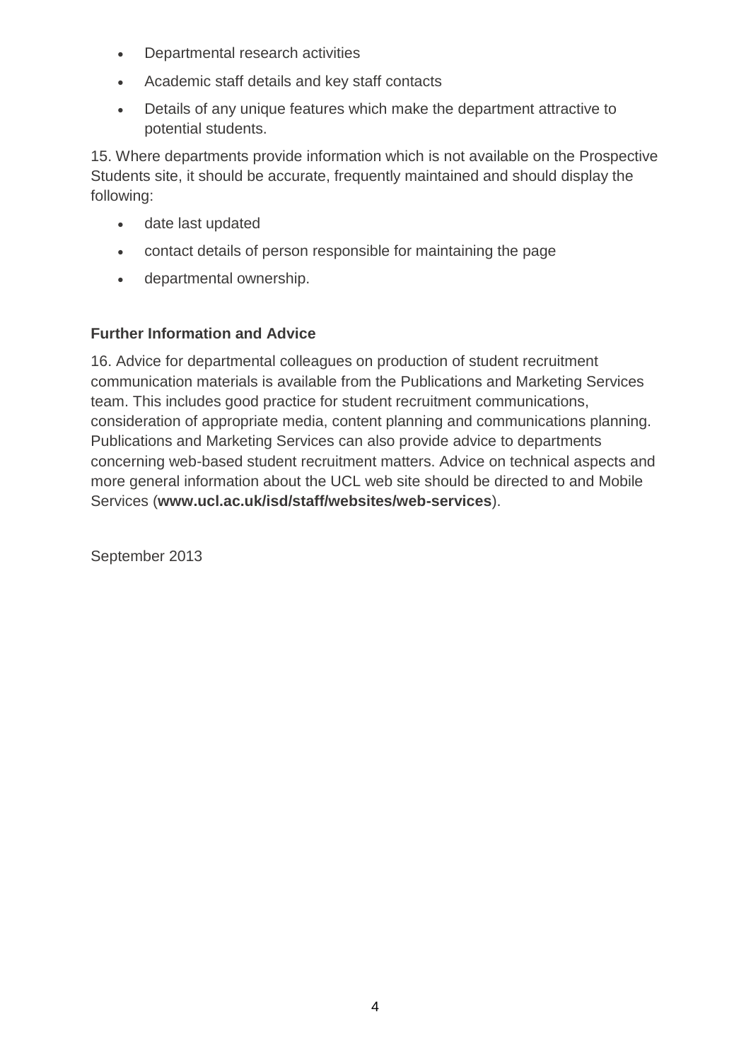- Departmental research activities
- Academic staff details and key staff contacts
- Details of any unique features which make the department attractive to potential students.

15. Where departments provide information which is not available on the Prospective Students site, it should be accurate, frequently maintained and should display the following:

- date last updated
- contact details of person responsible for maintaining the page
- departmental ownership.

### Further Information and Advice

16. Advice for departmental colleagues on production of student recruitment communication materials is available from the Publications and Marketing Services team. This includes good practice for student recruitment communications, consideration of appropriate media, content planning and communications planning. Publications and Marketing Services can also provide advice to departments concerning web-based student recruitment matters. Advice on technical aspects and more general information about the UCL web site should be directed to and Mobile Services (**www.ucl.ac.uk/isd/staff/websites/web-services**).

September 2013